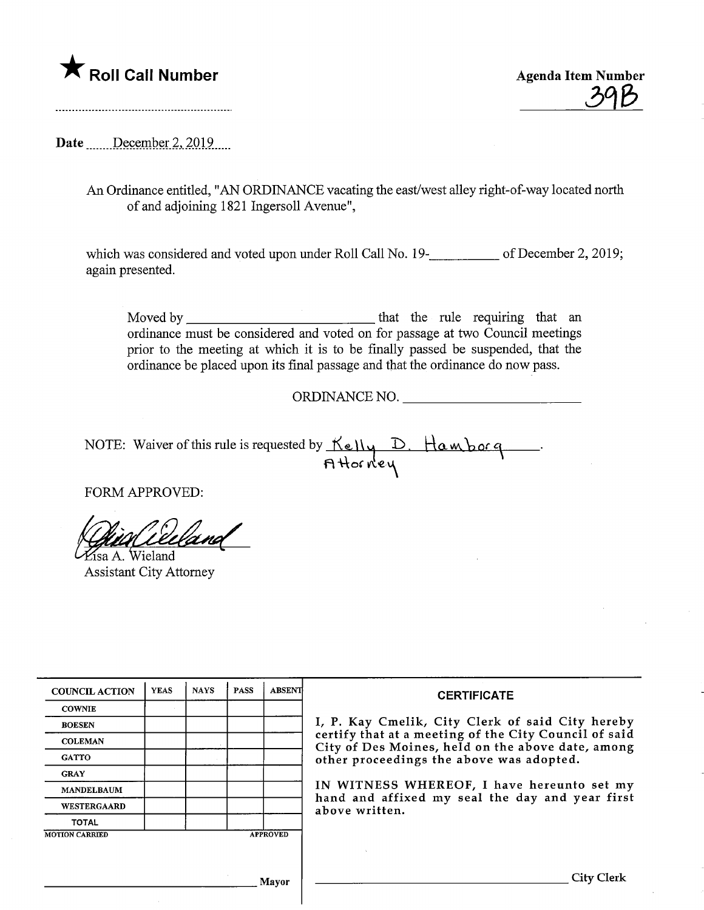★ **Roll Call Number**

**Agenda Item Number**
39B

Date December 2, 2019

An Ordinance entitled, "AN ORDINANCE vacating the east/west alley right-of-way located north of and adjoining 1821 Ingersoll Avenue",

which was considered and voted upon under Roll Call No. 19-__________ of December 2, 2019; again presented.

Moved by ____________________ that the rule requiring that an ordinance must be considered and voted on for passage at two Council meetings prior to the meeting at which it is to be finally passed be suspended, that the ordinance be placed upon its final passage and that the ordinance do now pass.

ORDINANCE NO. ____________________

NOTE: Waiver of this rule is requested by Kelly D. Hamborg, Attorney.

FORM APPROVED:

Lisa A. Wieland
Assistant City Attorney

| COUNCIL ACTION | YEAS | NAYS | PASS | ABSENT |
|---|---|---|---|---|
| COWNIE | | | | |
| BOESEN | | | | |
| COLEMAN | | | | |
| GATTO | | | | |
| GRAY | | | | |
| MANDELBAUM | | | | |
| WESTERGAARD | | | | |
| TOTAL | | | | |
| MOTION CARRIED | | | | APPROVED |

____________________ Mayor

**CERTIFICATE**

I, P. Kay Cmelik, City Clerk of said City hereby certify that at a meeting of the City Council of said City of Des Moines, held on the above date, among other proceedings the above was adopted.

IN WITNESS WHEREOF, I have hereunto set my hand and affixed my seal the day and year first above written.

____________________ City Clerk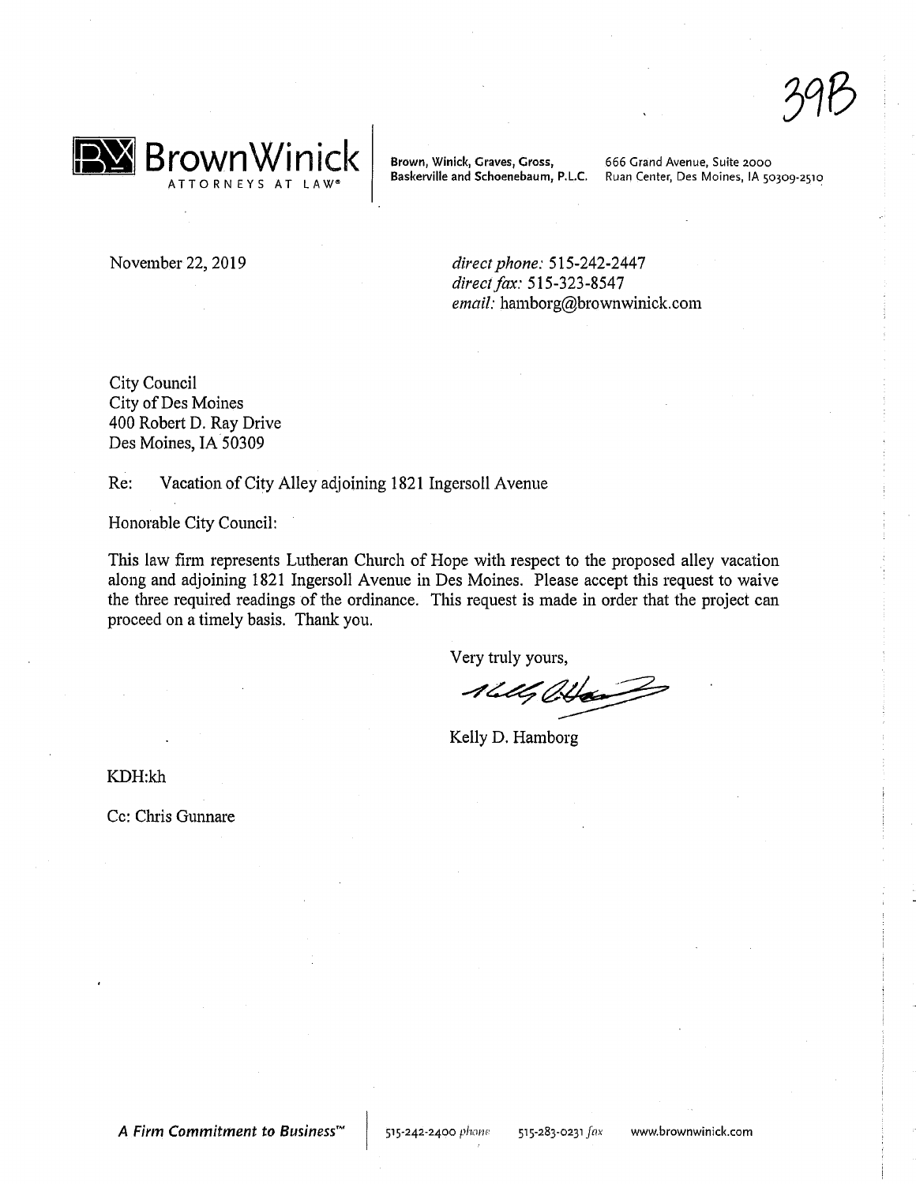39B

**BrownWinick**
ATTORNEYS AT LAW®

Brown, Winick, Graves, Gross,
Baskerville and Schoenebaum, P.L.C.

666 Grand Avenue, Suite 2000
Ruan Center, Des Moines, IA 50309-2510

November 22, 2019

*direct phone:* 515-242-2447
*direct fax:* 515-323-8547
*email:* hamborg@brownwinick.com

City Council
City of Des Moines
400 Robert D. Ray Drive
Des Moines, IA 50309

Re: Vacation of City Alley adjoining 1821 Ingersoll Avenue

Honorable City Council:

This law firm represents Lutheran Church of Hope with respect to the proposed alley vacation along and adjoining 1821 Ingersoll Avenue in Des Moines. Please accept this request to waive the three required readings of the ordinance. This request is made in order that the project can proceed on a timely basis. Thank you.

Very truly yours,

Kelly D. Hamborg

KDH:kh

Cc: Chris Gunnare

***A Firm Commitment to Business™*** | 515-242-2400 *phone* 515-283-0231 *fax* www.brownwinick.com